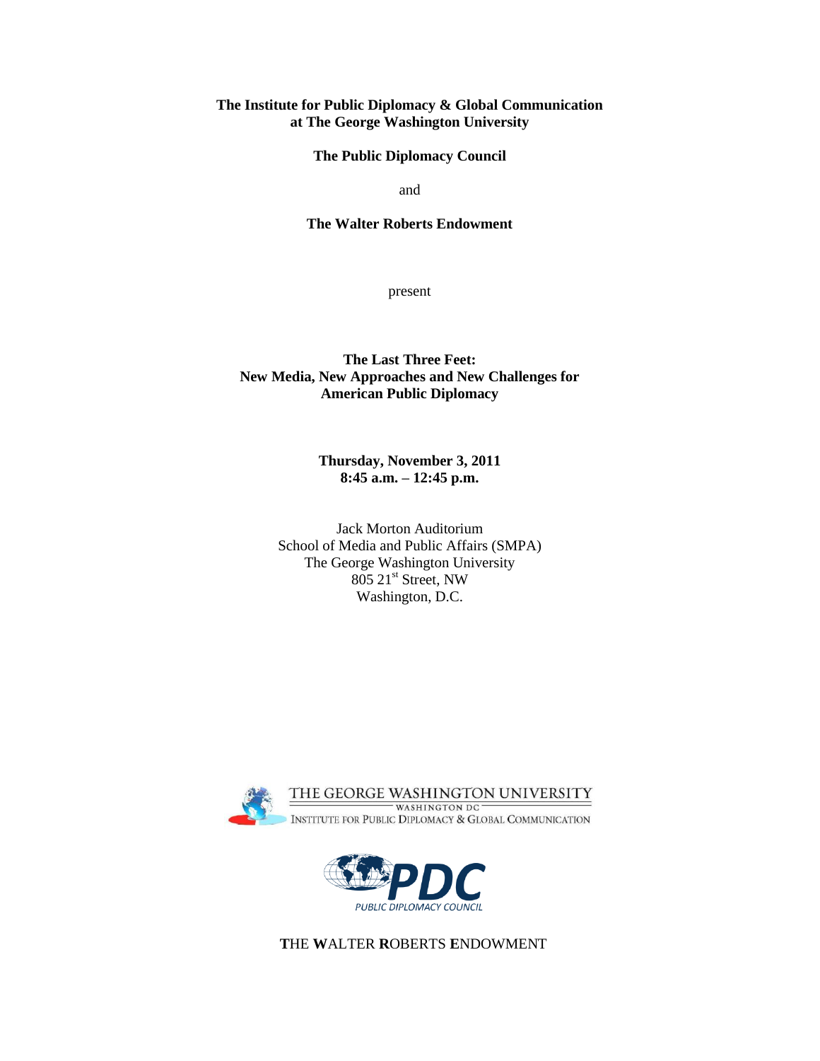**The Institute for Public Diplomacy & Global Communication at The George Washington University**

**The Public Diplomacy Council**

and

**The Walter Roberts Endowment**

present

# The Last Three Feet: New Media, New Approaches and New Challenges for American Public Diplomacy

**Thursday, November 3, 2011**
**8:45 a.m. – 12:45 p.m.**

Jack Morton Auditorium
School of Media and Public Affairs (SMPA)
The George Washington University
805 21st Street, NW
Washington, D.C.

THE GEORGE WASHINGTON UNIVERSITY
WASHINGTON DC
INSTITUTE FOR PUBLIC DIPLOMACY & GLOBAL COMMUNICATION

PDC
PUBLIC DIPLOMACY COUNCIL

THE WALTER ROBERTS ENDOWMENT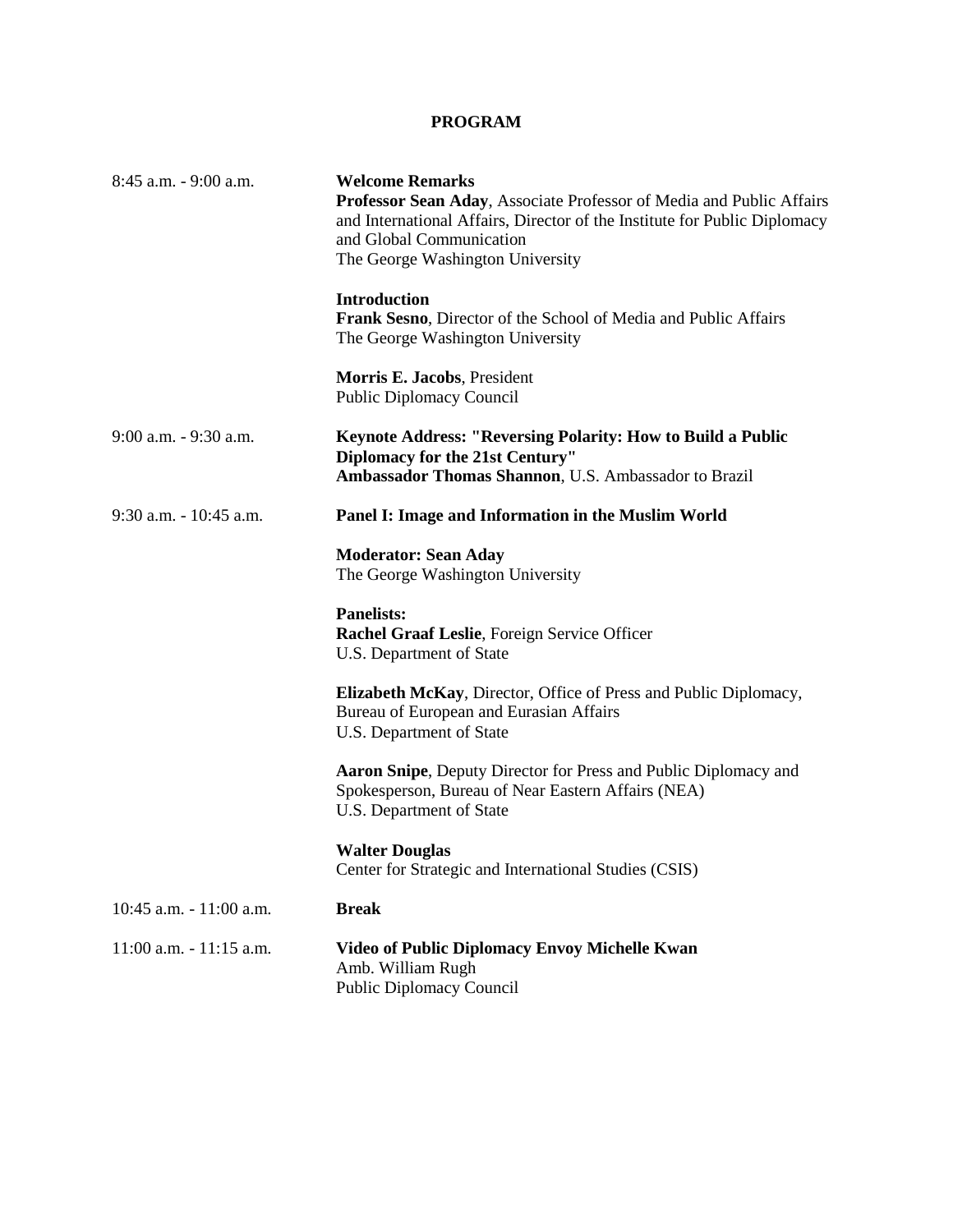## PROGRAM

| | |
|---|---|
| 8:45 a.m. - 9:00 a.m. | **Welcome Remarks**<br>**Professor Sean Aday**, Associate Professor of Media and Public Affairs and International Affairs, Director of the Institute for Public Diplomacy and Global Communication<br>The George Washington University<br><br>**Introduction**<br>**Frank Sesno**, Director of the School of Media and Public Affairs<br>The George Washington University<br><br>**Morris E. Jacobs**, President<br>Public Diplomacy Council |
| 9:00 a.m. - 9:30 a.m. | **Keynote Address: "Reversing Polarity: How to Build a Public Diplomacy for the 21st Century"**<br>**Ambassador Thomas Shannon**, U.S. Ambassador to Brazil |
| 9:30 a.m. - 10:45 a.m. | **Panel I: Image and Information in the Muslim World**<br><br>**Moderator: Sean Aday**<br>The George Washington University<br><br>**Panelists:**<br>**Rachel Graaf Leslie**, Foreign Service Officer<br>U.S. Department of State<br><br>**Elizabeth McKay**, Director, Office of Press and Public Diplomacy, Bureau of European and Eurasian Affairs<br>U.S. Department of State<br><br>**Aaron Snipe**, Deputy Director for Press and Public Diplomacy and Spokesperson, Bureau of Near Eastern Affairs (NEA)<br>U.S. Department of State<br><br>**Walter Douglas**<br>Center for Strategic and International Studies (CSIS) |
| 10:45 a.m. - 11:00 a.m. | **Break** |
| 11:00 a.m. - 11:15 a.m. | **Video of Public Diplomacy Envoy Michelle Kwan**<br>Amb. William Rugh<br>Public Diplomacy Council |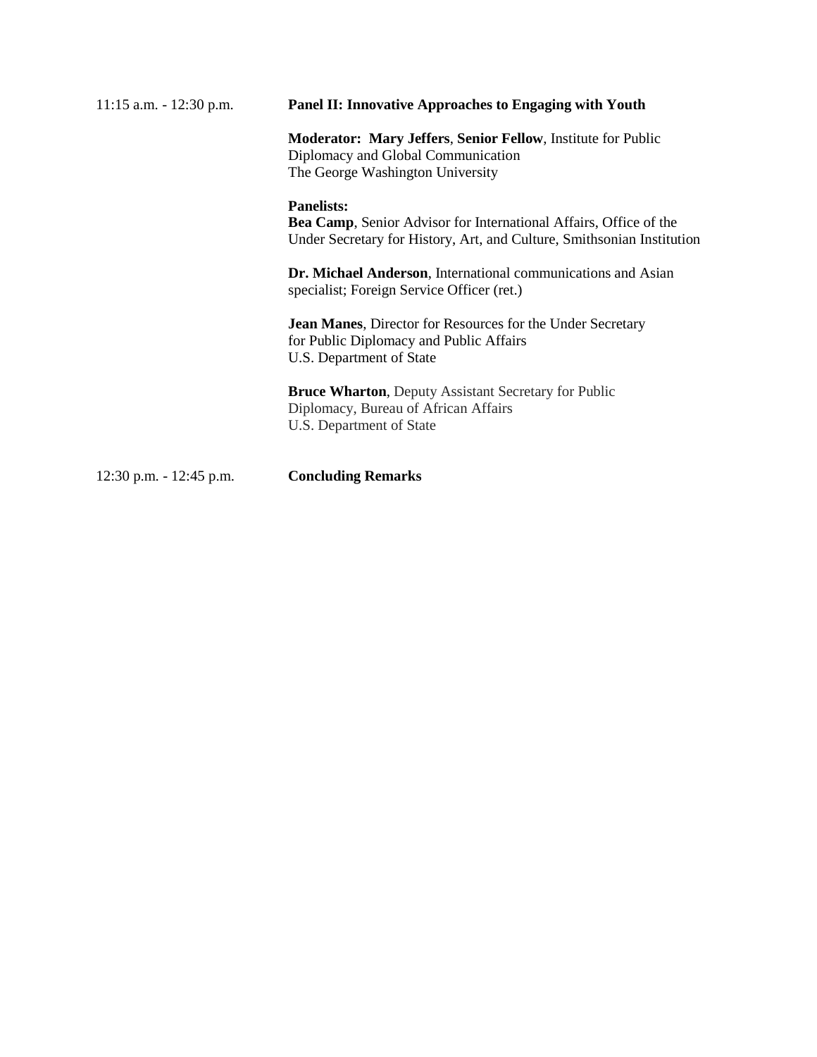11:15 a.m. - 12:30 p.m. **Panel II: Innovative Approaches to Engaging with Youth**

**Moderator: Mary Jeffers**, **Senior Fellow**, Institute for Public Diplomacy and Global Communication
The George Washington University

**Panelists:**
**Bea Camp**, Senior Advisor for International Affairs, Office of the Under Secretary for History, Art, and Culture, Smithsonian Institution

**Dr. Michael Anderson**, International communications and Asian specialist; Foreign Service Officer (ret.)

**Jean Manes**, Director for Resources for the Under Secretary for Public Diplomacy and Public Affairs
U.S. Department of State

**Bruce Wharton**, Deputy Assistant Secretary for Public Diplomacy, Bureau of African Affairs
U.S. Department of State

12:30 p.m. - 12:45 p.m. **Concluding Remarks**